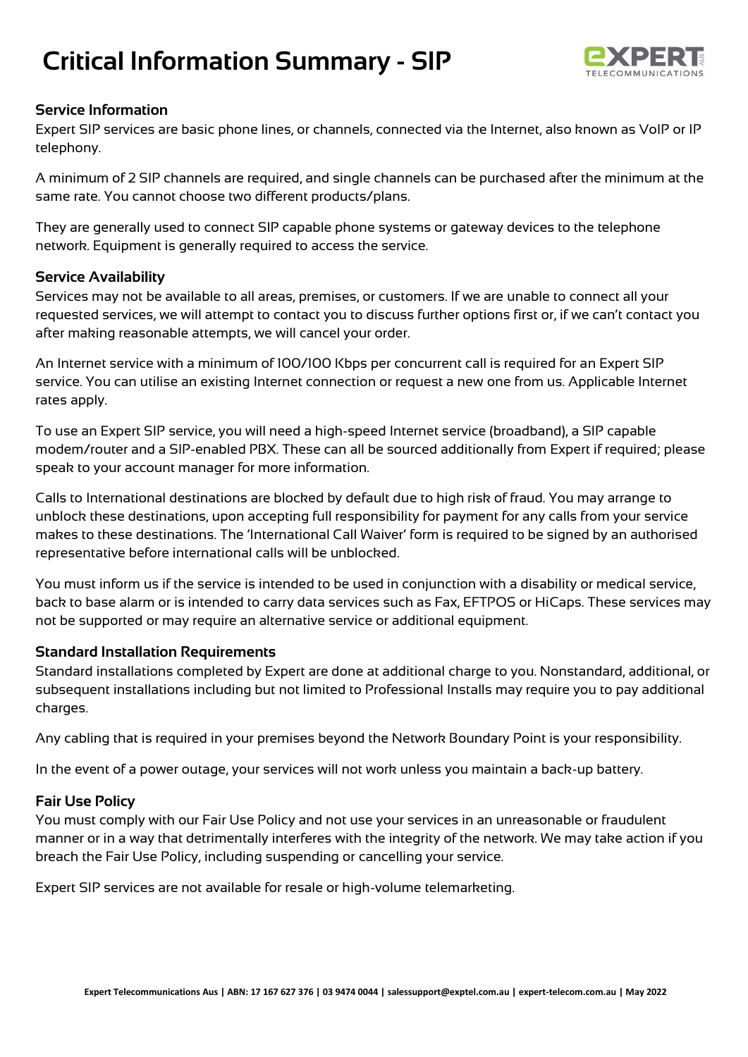# Critical Information Summary - SIP

## Service Information

Expert SIP services are basic phone lines, or channels, connected via the Internet, also known as VoIP or IP telephony.

A minimum of 2 SIP channels are required, and single channels can be purchased after the minimum at the same rate. You cannot choose two different products/plans.

They are generally used to connect SIP capable phone systems or gateway devices to the telephone network. Equipment is generally required to access the service.

## Service Availability

Services may not be available to all areas, premises, or customers. If we are unable to connect all your requested services, we will attempt to contact you to discuss further options first or, if we can't contact you after making reasonable attempts, we will cancel your order.

An Internet service with a minimum of 100/100 Kbps per concurrent call is required for an Expert SIP service. You can utilise an existing Internet connection or request a new one from us. Applicable Internet rates apply.

To use an Expert SIP service, you will need a high-speed Internet service (broadband), a SIP capable modem/router and a SIP-enabled PBX. These can all be sourced additionally from Expert if required; please speak to your account manager for more information.

Calls to International destinations are blocked by default due to high risk of fraud. You may arrange to unblock these destinations, upon accepting full responsibility for payment for any calls from your service makes to these destinations. The 'International Call Waiver' form is required to be signed by an authorised representative before international calls will be unblocked.

You must inform us if the service is intended to be used in conjunction with a disability or medical service, back to base alarm or is intended to carry data services such as Fax, EFTPOS or HiCaps. These services may not be supported or may require an alternative service or additional equipment.

## Standard Installation Requirements

Standard installations completed by Expert are done at additional charge to you. Nonstandard, additional, or subsequent installations including but not limited to Professional Installs may require you to pay additional charges.

Any cabling that is required in your premises beyond the Network Boundary Point is your responsibility.

In the event of a power outage, your services will not work unless you maintain a back-up battery.

## Fair Use Policy

You must comply with our Fair Use Policy and not use your services in an unreasonable or fraudulent manner or in a way that detrimentally interferes with the integrity of the network. We may take action if you breach the Fair Use Policy, including suspending or cancelling your service.

Expert SIP services are not available for resale or high-volume telemarketing.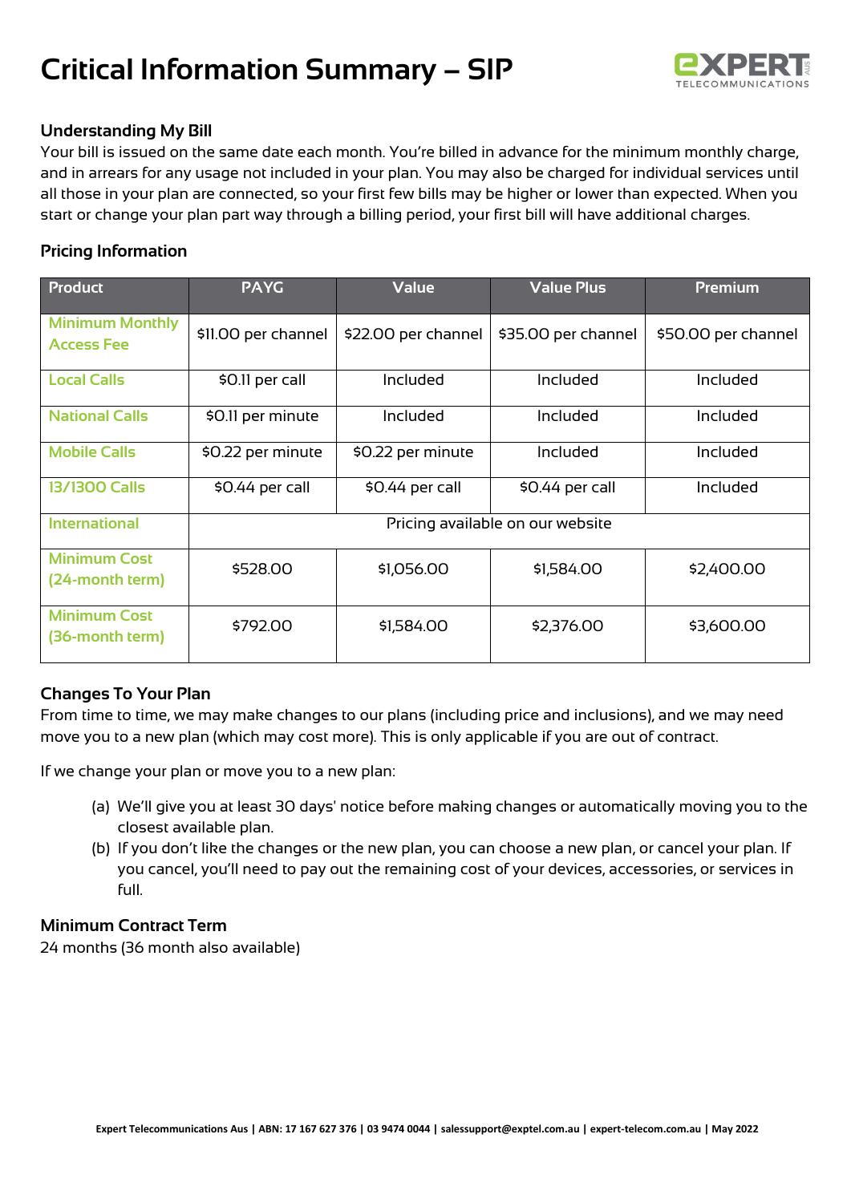# Critical Information Summary – SIP

### Understanding My Bill

Your bill is issued on the same date each month. You're billed in advance for the minimum monthly charge, and in arrears for any usage not included in your plan. You may also be charged for individual services until all those in your plan are connected, so your first few bills may be higher or lower than expected. When you start or change your plan part way through a billing period, your first bill will have additional charges.

### Pricing Information

| Product | PAYG | Value | Value Plus | Premium |
|---|---|---|---|---|
| Minimum Monthly Access Fee | $11.00 per channel | $22.00 per channel | $35.00 per channel | $50.00 per channel |
| Local Calls | $0.11 per call | Included | Included | Included |
| National Calls | $0.11 per minute | Included | Included | Included |
| Mobile Calls | $0.22 per minute | $0.22 per minute | Included | Included |
| 13/1300 Calls | $0.44 per call | $0.44 per call | $0.44 per call | Included |
| International | Pricing available on our website | | | |
| Minimum Cost (24-month term) | $528.00 | $1,056.00 | $1,584.00 | $2,400.00 |
| Minimum Cost (36-month term) | $792.00 | $1,584.00 | $2,376.00 | $3,600.00 |

### Changes To Your Plan

From time to time, we may make changes to our plans (including price and inclusions), and we may need move you to a new plan (which may cost more). This is only applicable if you are out of contract.

If we change your plan or move you to a new plan:

(a) We'll give you at least 30 days' notice before making changes or automatically moving you to the closest available plan.

(b) If you don't like the changes or the new plan, you can choose a new plan, or cancel your plan. If you cancel, you'll need to pay out the remaining cost of your devices, accessories, or services in full.

### Minimum Contract Term

24 months (36 month also available)

Expert Telecommunications Aus | ABN: 17 167 627 376 | 03 9474 0044 | salessupport@exptel.com.au | expert-telecom.com.au | May 2022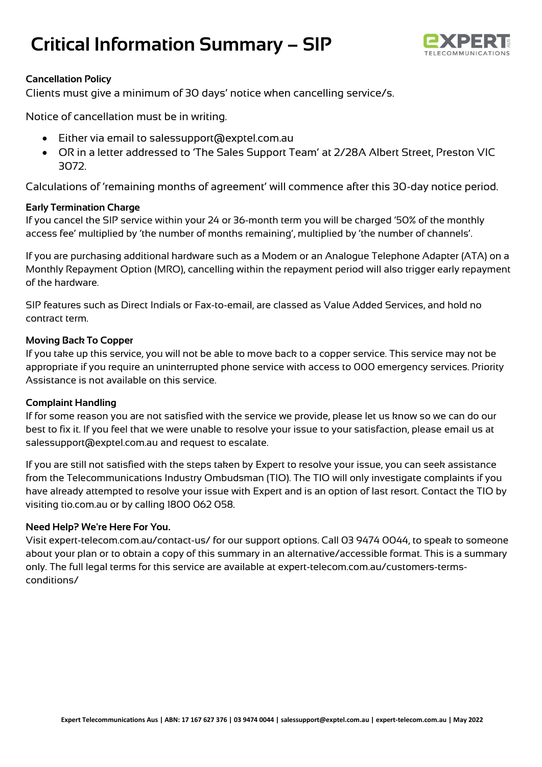# Critical Information Summary – SIP

**Cancellation Policy**

Clients must give a minimum of 30 days' notice when cancelling service/s.

Notice of cancellation must be in writing.

- Either via email to salessupport@exptel.com.au
- OR in a letter addressed to 'The Sales Support Team' at 2/28A Albert Street, Preston VIC 3072.

Calculations of 'remaining months of agreement' will commence after this 30-day notice period.

**Early Termination Charge**

If you cancel the SIP service within your 24 or 36-month term you will be charged '50% of the monthly access fee' multiplied by 'the number of months remaining', multiplied by 'the number of channels'.

If you are purchasing additional hardware such as a Modem or an Analogue Telephone Adapter (ATA) on a Monthly Repayment Option (MRO), cancelling within the repayment period will also trigger early repayment of the hardware.

SIP features such as Direct Indials or Fax-to-email, are classed as Value Added Services, and hold no contract term.

**Moving Back To Copper**

If you take up this service, you will not be able to move back to a copper service. This service may not be appropriate if you require an uninterrupted phone service with access to 000 emergency services. Priority Assistance is not available on this service.

**Complaint Handling**

If for some reason you are not satisfied with the service we provide, please let us know so we can do our best to fix it. If you feel that we were unable to resolve your issue to your satisfaction, please email us at salessupport@exptel.com.au and request to escalate.

If you are still not satisfied with the steps taken by Expert to resolve your issue, you can seek assistance from the Telecommunications Industry Ombudsman (TIO). The TIO will only investigate complaints if you have already attempted to resolve your issue with Expert and is an option of last resort. Contact the TIO by visiting tio.com.au or by calling 1800 062 058.

**Need Help? We're Here For You.**

Visit expert-telecom.com.au/contact-us/ for our support options. Call 03 9474 0044, to speak to someone about your plan or to obtain a copy of this summary in an alternative/accessible format. This is a summary only. The full legal terms for this service are available at expert-telecom.com.au/customers-terms-conditions/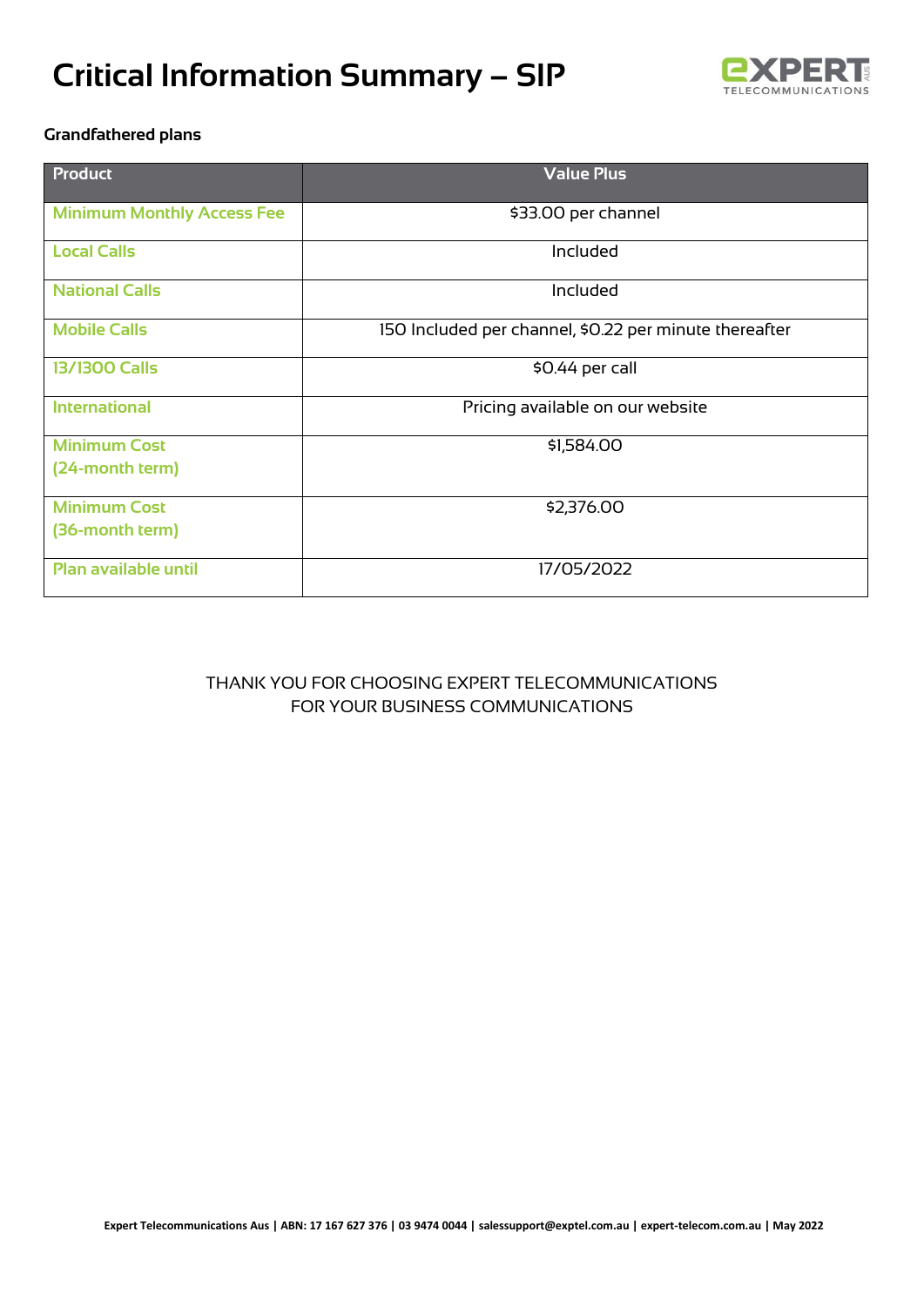# Critical Information Summary – SIP

## Grandfathered plans

| Product | Value Plus |
|---|---|
| Minimum Monthly Access Fee | $33.00 per channel |
| Local Calls | Included |
| National Calls | Included |
| Mobile Calls | 150 Included per channel, $0.22 per minute thereafter |
| 13/1300 Calls | $0.44 per call |
| International | Pricing available on our website |
| Minimum Cost (24-month term) | $1,584.00 |
| Minimum Cost (36-month term) | $2,376.00 |
| Plan available until | 17/05/2022 |

THANK YOU FOR CHOOSING EXPERT TELECOMMUNICATIONS
FOR YOUR BUSINESS COMMUNICATIONS